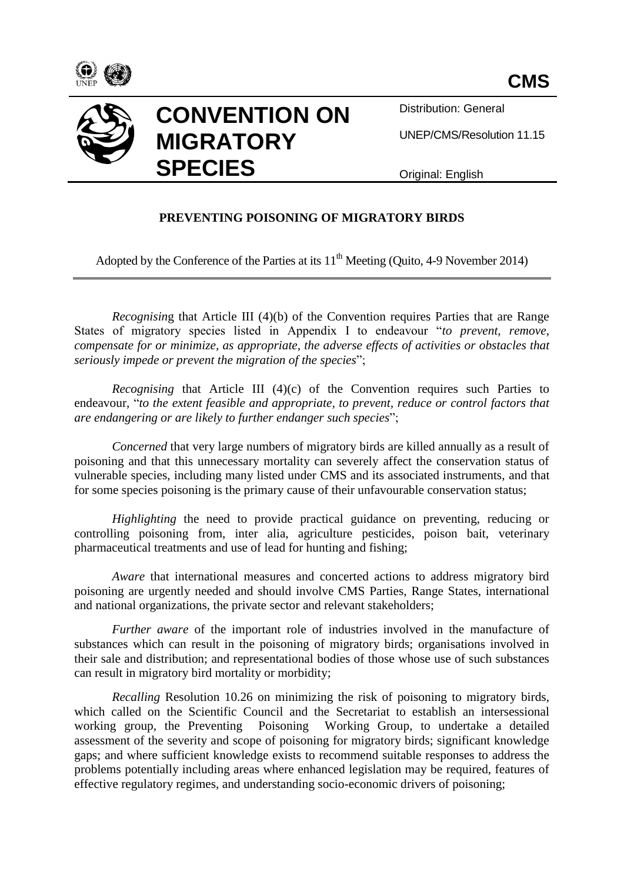**CMS**

# CONVENTION ON MIGRATORY SPECIES

Distribution: General

UNEP/CMS/Resolution 11.15

Original: English

## PREVENTING POISONING OF MIGRATORY BIRDS

Adopted by the Conference of the Parties at its 11th Meeting (Quito, 4-9 November 2014)

---

*Recognising* that Article III (4)(b) of the Convention requires Parties that are Range States of migratory species listed in Appendix I to endeavour "*to prevent, remove, compensate for or minimize, as appropriate, the adverse effects of activities or obstacles that seriously impede or prevent the migration of the species*";

*Recognising* that Article III (4)(c) of the Convention requires such Parties to endeavour, "*to the extent feasible and appropriate, to prevent, reduce or control factors that are endangering or are likely to further endanger such species*";

*Concerned* that very large numbers of migratory birds are killed annually as a result of poisoning and that this unnecessary mortality can severely affect the conservation status of vulnerable species, including many listed under CMS and its associated instruments, and that for some species poisoning is the primary cause of their unfavourable conservation status;

*Highlighting* the need to provide practical guidance on preventing, reducing or controlling poisoning from, inter alia, agriculture pesticides, poison bait, veterinary pharmaceutical treatments and use of lead for hunting and fishing;

*Aware* that international measures and concerted actions to address migratory bird poisoning are urgently needed and should involve CMS Parties, Range States, international and national organizations, the private sector and relevant stakeholders;

*Further aware* of the important role of industries involved in the manufacture of substances which can result in the poisoning of migratory birds; organisations involved in their sale and distribution; and representational bodies of those whose use of such substances can result in migratory bird mortality or morbidity;

*Recalling* Resolution 10.26 on minimizing the risk of poisoning to migratory birds, which called on the Scientific Council and the Secretariat to establish an intersessional working group, the Preventing Poisoning Working Group, to undertake a detailed assessment of the severity and scope of poisoning for migratory birds; significant knowledge gaps; and where sufficient knowledge exists to recommend suitable responses to address the problems potentially including areas where enhanced legislation may be required, features of effective regulatory regimes, and understanding socio-economic drivers of poisoning;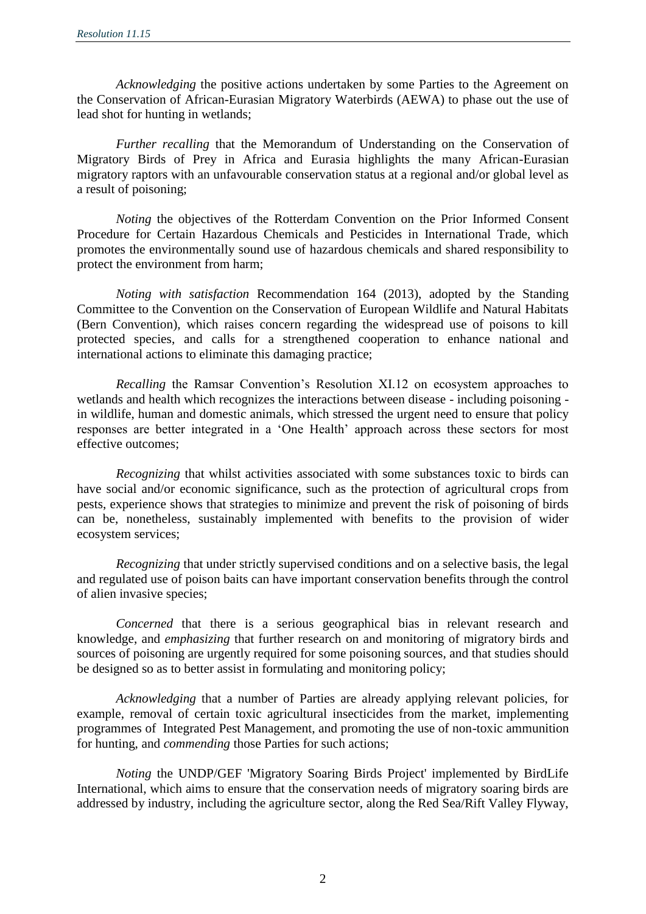*Acknowledging* the positive actions undertaken by some Parties to the Agreement on the Conservation of African-Eurasian Migratory Waterbirds (AEWA) to phase out the use of lead shot for hunting in wetlands;

*Further recalling* that the Memorandum of Understanding on the Conservation of Migratory Birds of Prey in Africa and Eurasia highlights the many African-Eurasian migratory raptors with an unfavourable conservation status at a regional and/or global level as a result of poisoning;

*Noting* the objectives of the Rotterdam Convention on the Prior Informed Consent Procedure for Certain Hazardous Chemicals and Pesticides in International Trade, which promotes the environmentally sound use of hazardous chemicals and shared responsibility to protect the environment from harm;

*Noting with satisfaction* Recommendation 164 (2013), adopted by the Standing Committee to the Convention on the Conservation of European Wildlife and Natural Habitats (Bern Convention), which raises concern regarding the widespread use of poisons to kill protected species, and calls for a strengthened cooperation to enhance national and international actions to eliminate this damaging practice;

*Recalling* the Ramsar Convention's Resolution XI.12 on ecosystem approaches to wetlands and health which recognizes the interactions between disease - including poisoning - in wildlife, human and domestic animals, which stressed the urgent need to ensure that policy responses are better integrated in a 'One Health' approach across these sectors for most effective outcomes;

*Recognizing* that whilst activities associated with some substances toxic to birds can have social and/or economic significance, such as the protection of agricultural crops from pests, experience shows that strategies to minimize and prevent the risk of poisoning of birds can be, nonetheless, sustainably implemented with benefits to the provision of wider ecosystem services;

*Recognizing* that under strictly supervised conditions and on a selective basis, the legal and regulated use of poison baits can have important conservation benefits through the control of alien invasive species;

*Concerned* that there is a serious geographical bias in relevant research and knowledge, and *emphasizing* that further research on and monitoring of migratory birds and sources of poisoning are urgently required for some poisoning sources, and that studies should be designed so as to better assist in formulating and monitoring policy;

*Acknowledging* that a number of Parties are already applying relevant policies, for example, removal of certain toxic agricultural insecticides from the market, implementing programmes of Integrated Pest Management, and promoting the use of non-toxic ammunition for hunting, and *commending* those Parties for such actions;

*Noting* the UNDP/GEF 'Migratory Soaring Birds Project' implemented by BirdLife International, which aims to ensure that the conservation needs of migratory soaring birds are addressed by industry, including the agriculture sector, along the Red Sea/Rift Valley Flyway,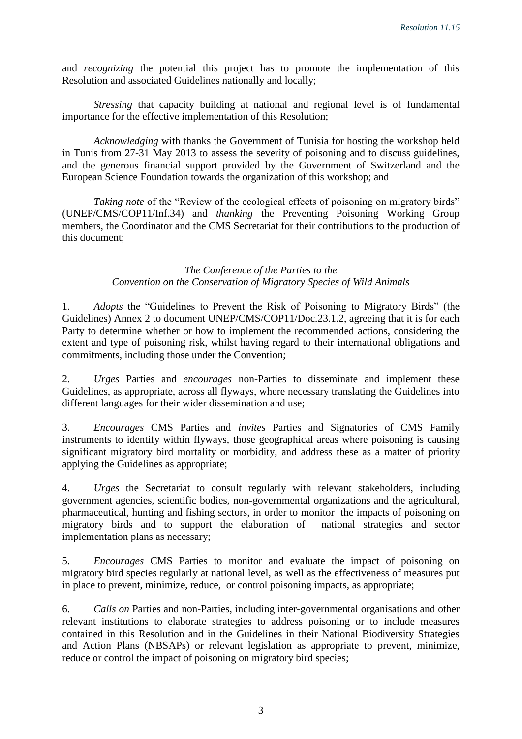and *recognizing* the potential this project has to promote the implementation of this Resolution and associated Guidelines nationally and locally;

*Stressing* that capacity building at national and regional level is of fundamental importance for the effective implementation of this Resolution;

*Acknowledging* with thanks the Government of Tunisia for hosting the workshop held in Tunis from 27-31 May 2013 to assess the severity of poisoning and to discuss guidelines, and the generous financial support provided by the Government of Switzerland and the European Science Foundation towards the organization of this workshop; and

*Taking note* of the "Review of the ecological effects of poisoning on migratory birds" (UNEP/CMS/COP11/Inf.34) and *thanking* the Preventing Poisoning Working Group members, the Coordinator and the CMS Secretariat for their contributions to the production of this document;

*The Conference of the Parties to the*
*Convention on the Conservation of Migratory Species of Wild Animals*

1. *Adopts* the "Guidelines to Prevent the Risk of Poisoning to Migratory Birds" (the Guidelines) Annex 2 to document UNEP/CMS/COP11/Doc.23.1.2, agreeing that it is for each Party to determine whether or how to implement the recommended actions, considering the extent and type of poisoning risk, whilst having regard to their international obligations and commitments, including those under the Convention;

2. *Urges* Parties and *encourages* non-Parties to disseminate and implement these Guidelines, as appropriate, across all flyways, where necessary translating the Guidelines into different languages for their wider dissemination and use;

3. *Encourages* CMS Parties and *invites* Parties and Signatories of CMS Family instruments to identify within flyways, those geographical areas where poisoning is causing significant migratory bird mortality or morbidity, and address these as a matter of priority applying the Guidelines as appropriate;

4. *Urges* the Secretariat to consult regularly with relevant stakeholders, including government agencies, scientific bodies, non-governmental organizations and the agricultural, pharmaceutical, hunting and fishing sectors, in order to monitor the impacts of poisoning on migratory birds and to support the elaboration of national strategies and sector implementation plans as necessary;

5. *Encourages* CMS Parties to monitor and evaluate the impact of poisoning on migratory bird species regularly at national level, as well as the effectiveness of measures put in place to prevent, minimize, reduce, or control poisoning impacts, as appropriate;

6. *Calls on* Parties and non-Parties, including inter-governmental organisations and other relevant institutions to elaborate strategies to address poisoning or to include measures contained in this Resolution and in the Guidelines in their National Biodiversity Strategies and Action Plans (NBSAPs) or relevant legislation as appropriate to prevent, minimize, reduce or control the impact of poisoning on migratory bird species;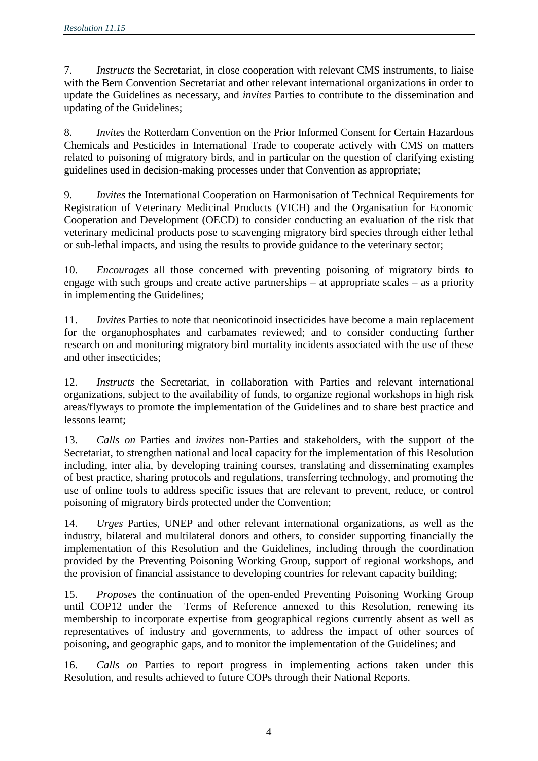7. *Instructs* the Secretariat, in close cooperation with relevant CMS instruments, to liaise with the Bern Convention Secretariat and other relevant international organizations in order to update the Guidelines as necessary, and *invites* Parties to contribute to the dissemination and updating of the Guidelines;

8. *Invites* the Rotterdam Convention on the Prior Informed Consent for Certain Hazardous Chemicals and Pesticides in International Trade to cooperate actively with CMS on matters related to poisoning of migratory birds, and in particular on the question of clarifying existing guidelines used in decision-making processes under that Convention as appropriate;

9. *Invites* the International Cooperation on Harmonisation of Technical Requirements for Registration of Veterinary Medicinal Products (VICH) and the Organisation for Economic Cooperation and Development (OECD) to consider conducting an evaluation of the risk that veterinary medicinal products pose to scavenging migratory bird species through either lethal or sub-lethal impacts, and using the results to provide guidance to the veterinary sector;

10. *Encourages* all those concerned with preventing poisoning of migratory birds to engage with such groups and create active partnerships – at appropriate scales – as a priority in implementing the Guidelines;

11. *Invites* Parties to note that neonicotinoid insecticides have become a main replacement for the organophosphates and carbamates reviewed; and to consider conducting further research on and monitoring migratory bird mortality incidents associated with the use of these and other insecticides;

12. *Instructs* the Secretariat, in collaboration with Parties and relevant international organizations, subject to the availability of funds, to organize regional workshops in high risk areas/flyways to promote the implementation of the Guidelines and to share best practice and lessons learnt;

13. *Calls on* Parties and *invites* non-Parties and stakeholders, with the support of the Secretariat, to strengthen national and local capacity for the implementation of this Resolution including, inter alia, by developing training courses, translating and disseminating examples of best practice, sharing protocols and regulations, transferring technology, and promoting the use of online tools to address specific issues that are relevant to prevent, reduce, or control poisoning of migratory birds protected under the Convention;

14. *Urges* Parties, UNEP and other relevant international organizations, as well as the industry, bilateral and multilateral donors and others, to consider supporting financially the implementation of this Resolution and the Guidelines, including through the coordination provided by the Preventing Poisoning Working Group, support of regional workshops, and the provision of financial assistance to developing countries for relevant capacity building;

15. *Proposes* the continuation of the open-ended Preventing Poisoning Working Group until COP12 under the Terms of Reference annexed to this Resolution, renewing its membership to incorporate expertise from geographical regions currently absent as well as representatives of industry and governments, to address the impact of other sources of poisoning, and geographic gaps, and to monitor the implementation of the Guidelines; and

16. *Calls on* Parties to report progress in implementing actions taken under this Resolution, and results achieved to future COPs through their National Reports.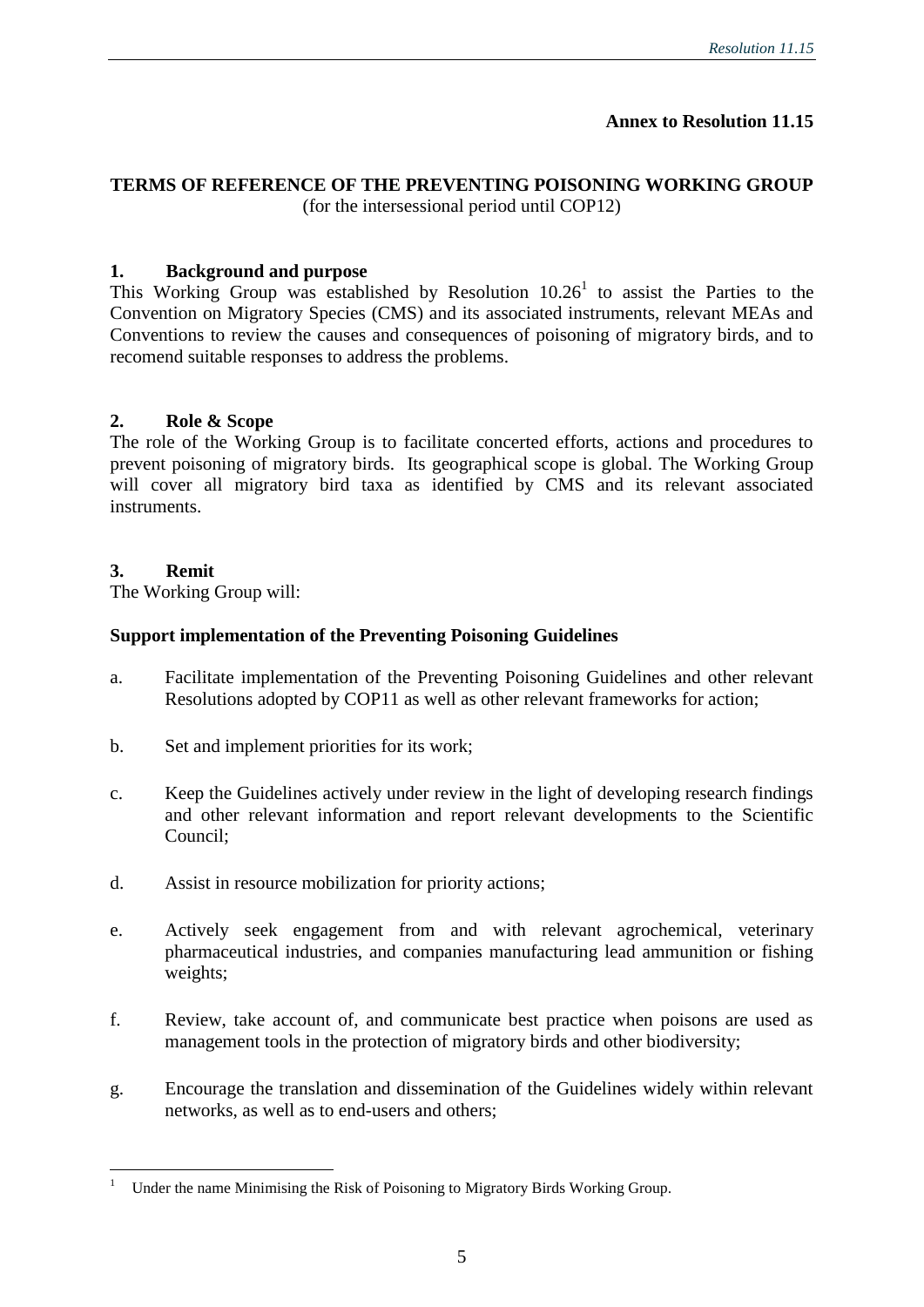**Annex to Resolution 11.15**

## TERMS OF REFERENCE OF THE PREVENTING POISONING WORKING GROUP

(for the intersessional period until COP12)

### 1. Background and purpose

This Working Group was established by Resolution 10.26[1] to assist the Parties to the Convention on Migratory Species (CMS) and its associated instruments, relevant MEAs and Conventions to review the causes and consequences of poisoning of migratory birds, and to recomend suitable responses to address the problems.

### 2. Role & Scope

The role of the Working Group is to facilitate concerted efforts, actions and procedures to prevent poisoning of migratory birds. Its geographical scope is global. The Working Group will cover all migratory bird taxa as identified by CMS and its relevant associated instruments.

### 3. Remit

The Working Group will:

**Support implementation of the Preventing Poisoning Guidelines**

a. Facilitate implementation of the Preventing Poisoning Guidelines and other relevant Resolutions adopted by COP11 as well as other relevant frameworks for action;

b. Set and implement priorities for its work;

c. Keep the Guidelines actively under review in the light of developing research findings and other relevant information and report relevant developments to the Scientific Council;

d. Assist in resource mobilization for priority actions;

e. Actively seek engagement from and with relevant agrochemical, veterinary pharmaceutical industries, and companies manufacturing lead ammunition or fishing weights;

f. Review, take account of, and communicate best practice when poisons are used as management tools in the protection of migratory birds and other biodiversity;

g. Encourage the translation and dissemination of the Guidelines widely within relevant networks, as well as to end-users and others;

---

[1] Under the name Minimising the Risk of Poisoning to Migratory Birds Working Group.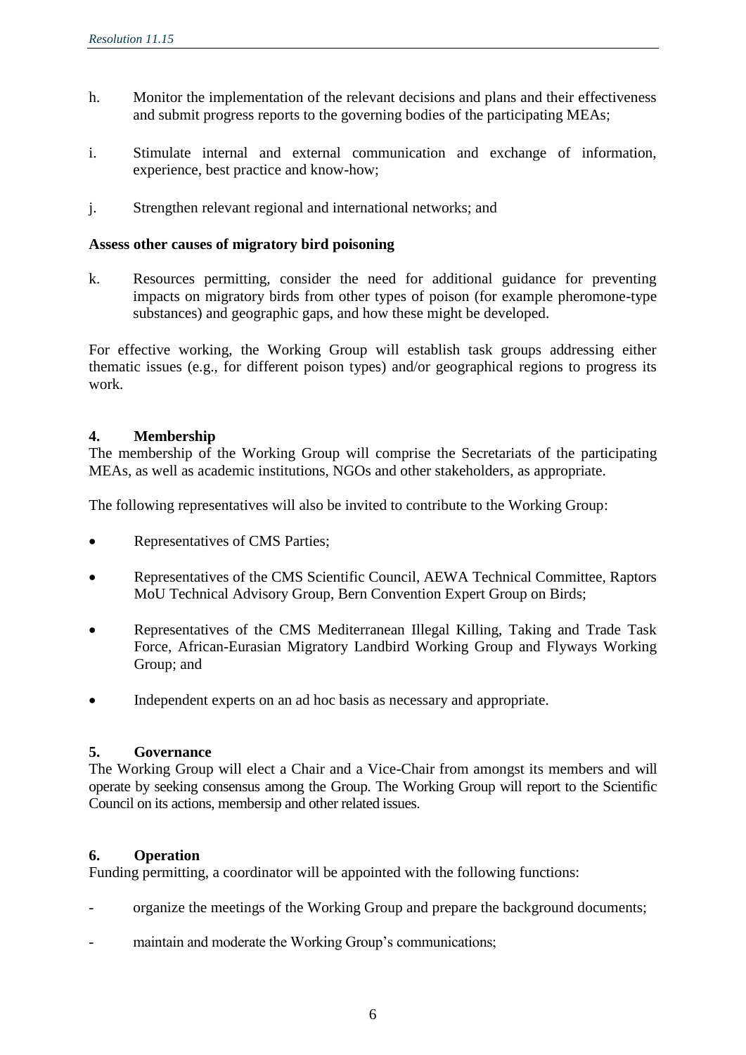h. Monitor the implementation of the relevant decisions and plans and their effectiveness and submit progress reports to the governing bodies of the participating MEAs;

i. Stimulate internal and external communication and exchange of information, experience, best practice and know-how;

j. Strengthen relevant regional and international networks; and

**Assess other causes of migratory bird poisoning**

k. Resources permitting, consider the need for additional guidance for preventing impacts on migratory birds from other types of poison (for example pheromone-type substances) and geographic gaps, and how these might be developed.

For effective working, the Working Group will establish task groups addressing either thematic issues (e.g., for different poison types) and/or geographical regions to progress its work.

## 4. Membership

The membership of the Working Group will comprise the Secretariats of the participating MEAs, as well as academic institutions, NGOs and other stakeholders, as appropriate.

The following representatives will also be invited to contribute to the Working Group:

- Representatives of CMS Parties;
- Representatives of the CMS Scientific Council, AEWA Technical Committee, Raptors MoU Technical Advisory Group, Bern Convention Expert Group on Birds;
- Representatives of the CMS Mediterranean Illegal Killing, Taking and Trade Task Force, African-Eurasian Migratory Landbird Working Group and Flyways Working Group; and
- Independent experts on an ad hoc basis as necessary and appropriate.

## 5. Governance

The Working Group will elect a Chair and a Vice-Chair from amongst its members and will operate by seeking consensus among the Group. The Working Group will report to the Scientific Council on its actions, membersip and other related issues.

## 6. Operation

Funding permitting, a coordinator will be appointed with the following functions:

- organize the meetings of the Working Group and prepare the background documents;
- maintain and moderate the Working Group's communications;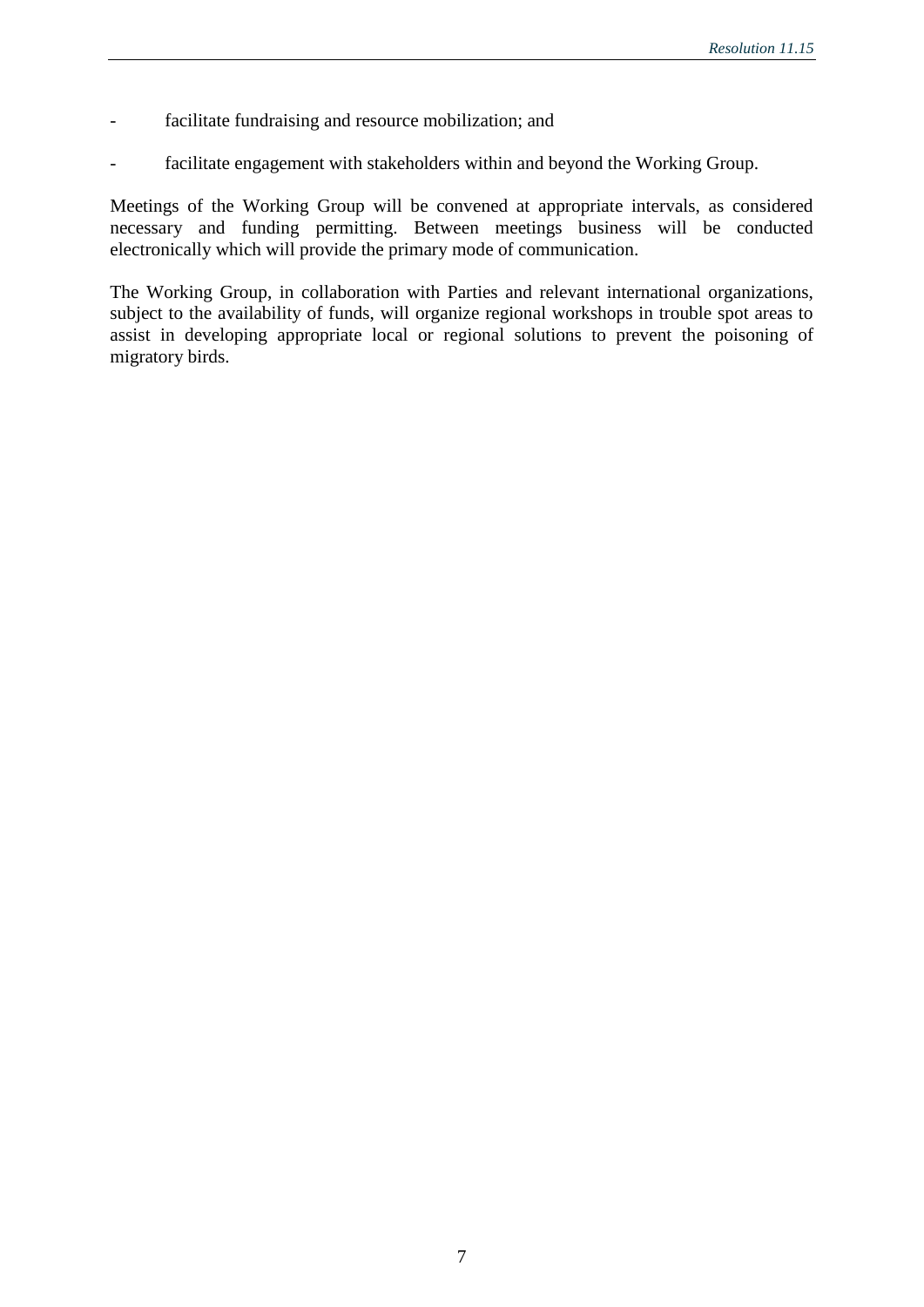- facilitate fundraising and resource mobilization; and

- facilitate engagement with stakeholders within and beyond the Working Group.

Meetings of the Working Group will be convened at appropriate intervals, as considered necessary and funding permitting. Between meetings business will be conducted electronically which will provide the primary mode of communication.

The Working Group, in collaboration with Parties and relevant international organizations, subject to the availability of funds, will organize regional workshops in trouble spot areas to assist in developing appropriate local or regional solutions to prevent the poisoning of migratory birds.